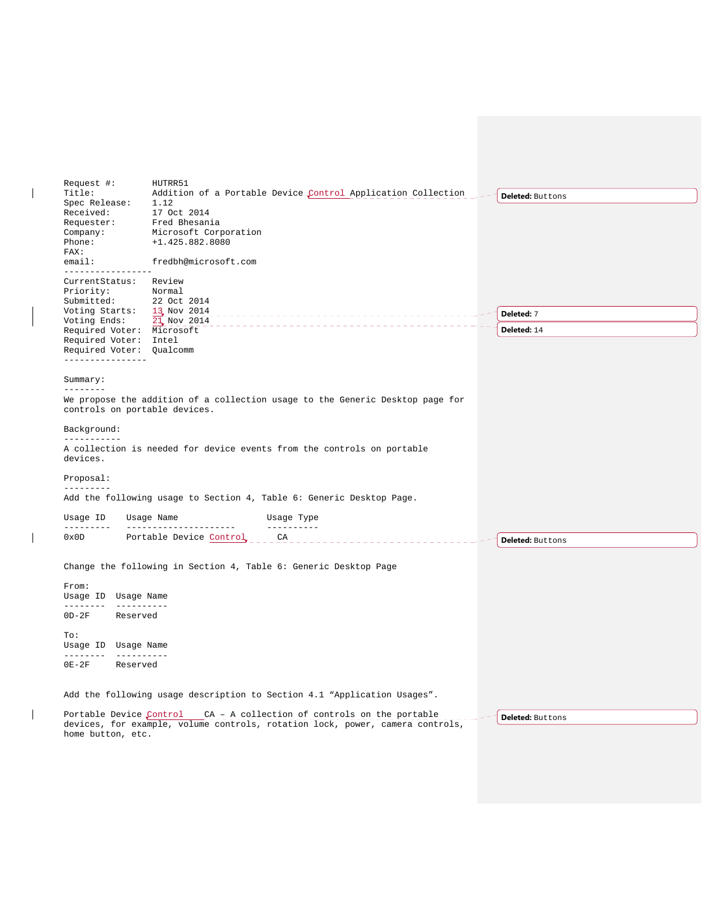```
Request #:        HUTRR51
Title:            Addition of a Portable Device Control Application Collection
Spec Release:     1.12
Received:         17 Oct 2014
Requester:        Fred Bhesania
Company:          Microsoft Corporation
Phone:            +1.425.882.8080
FAX:
email:            fredbh@microsoft.com
-----------------
CurrentStatus:    Review
Priority:         Normal
Submitted:        22 Oct 2014
Voting Starts:    13 Nov 2014
Voting Ends:      21 Nov 2014
Required Voter:   Microsoft
Required Voter:   Intel
Required Voter:   Qualcomm
----------------
```

Deleted: Buttons

Deleted: 7

Deleted: 14

Summary:
--------

We propose the addition of a collection usage to the Generic Desktop page for controls on portable devices.

Background:
-----------

A collection is needed for device events from the controls on portable devices.

Proposal:
---------

Add the following usage to Section 4, Table 6: Generic Desktop Page.

| Usage ID | Usage Name | Usage Type |
| --- | --- | --- |
| 0x0D | Portable Device Control | CA |

Deleted: Buttons

Change the following in Section 4, Table 6: Generic Desktop Page

From:

| Usage ID | Usage Name |
| --- | --- |
| 0D-2F | Reserved |

To:

| Usage ID | Usage Name |
| --- | --- |
| 0E-2F | Reserved |

Add the following usage description to Section 4.1 “Application Usages”.

Portable Device Control CA – A collection of controls on the portable devices, for example, volume controls, rotation lock, power, camera controls, home button, etc.

Deleted: Buttons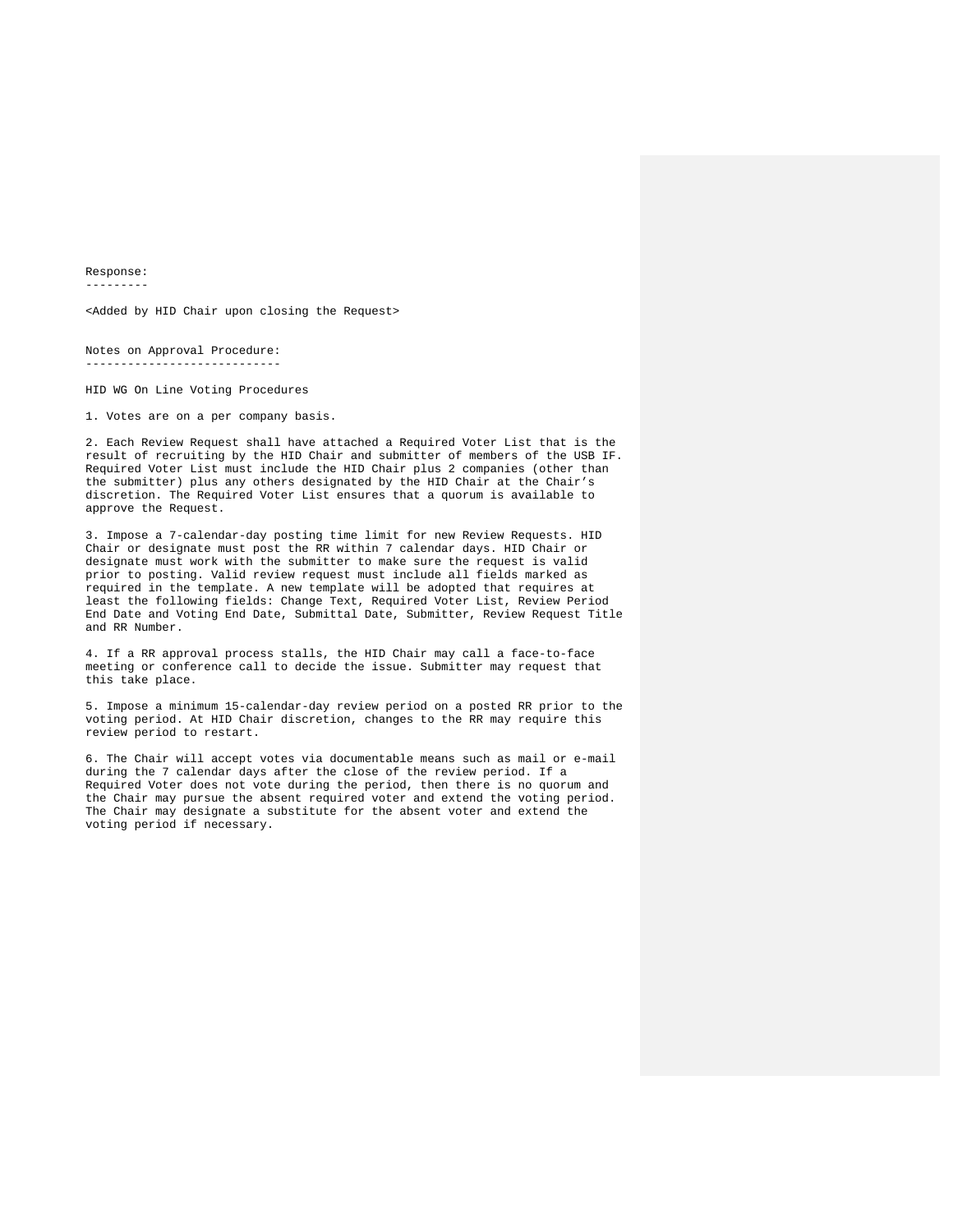Response:
---------

<Added by HID Chair upon closing the Request>

Notes on Approval Procedure:
----------------------------

HID WG On Line Voting Procedures

1. Votes are on a per company basis.

2. Each Review Request shall have attached a Required Voter List that is the result of recruiting by the HID Chair and submitter of members of the USB IF. Required Voter List must include the HID Chair plus 2 companies (other than the submitter) plus any others designated by the HID Chair at the Chair's discretion. The Required Voter List ensures that a quorum is available to approve the Request.

3. Impose a 7-calendar-day posting time limit for new Review Requests. HID Chair or designate must post the RR within 7 calendar days. HID Chair or designate must work with the submitter to make sure the request is valid prior to posting. Valid review request must include all fields marked as required in the template. A new template will be adopted that requires at least the following fields: Change Text, Required Voter List, Review Period End Date and Voting End Date, Submittal Date, Submitter, Review Request Title and RR Number.

4. If a RR approval process stalls, the HID Chair may call a face-to-face meeting or conference call to decide the issue. Submitter may request that this take place.

5. Impose a minimum 15-calendar-day review period on a posted RR prior to the voting period. At HID Chair discretion, changes to the RR may require this review period to restart.

6. The Chair will accept votes via documentable means such as mail or e-mail during the 7 calendar days after the close of the review period. If a Required Voter does not vote during the period, then there is no quorum and the Chair may pursue the absent required voter and extend the voting period. The Chair may designate a substitute for the absent voter and extend the voting period if necessary.